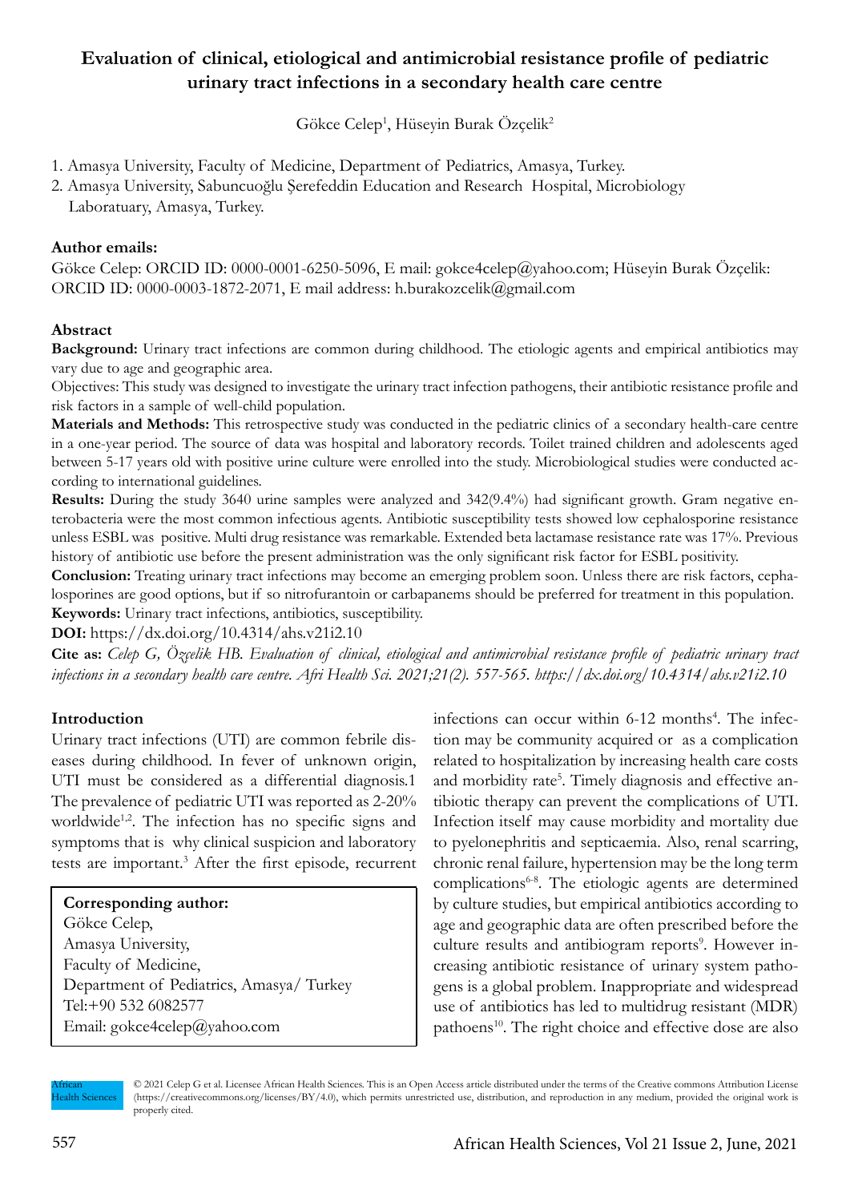# Evaluation of clinical, etiological and antimicrobial resistance profile of pediatric urinary tract infections in a secondary health care centre

Gökce Celep[1], Hüseyin Burak Özçelik[2]

1. Amasya University, Faculty of Medicine, Department of Pediatrics, Amasya, Turkey.
2. Amasya University, Sabuncuoğlu Şerefeddin Education and Research Hospital, Microbiology Laboratuary, Amasya, Turkey.

**Author emails:**

Gökce Celep: ORCID ID: 0000-0001-6250-5096, E mail: gokce4celep@yahoo.com; Hüseyin Burak Özçelik: ORCID ID: 0000-0003-1872-2071, E mail address: h.burakozcelik@gmail.com

## Abstract

**Background:** Urinary tract infections are common during childhood. The etiologic agents and empirical antibiotics may vary due to age and geographic area.

Objectives: This study was designed to investigate the urinary tract infection pathogens, their antibiotic resistance profile and risk factors in a sample of well-child population.

**Materials and Methods:** This retrospective study was conducted in the pediatric clinics of a secondary health-care centre in a one-year period. The source of data was hospital and laboratory records. Toilet trained children and adolescents aged between 5-17 years old with positive urine culture were enrolled into the study. Microbiological studies were conducted according to international guidelines.

**Results:** During the study 3640 urine samples were analyzed and 342(9.4%) had significant growth. Gram negative enterobacteria were the most common infectious agents. Antibiotic susceptibility tests showed low cephalosporine resistance unless ESBL was positive. Multi drug resistance was remarkable. Extended beta lactamase resistance rate was 17%. Previous history of antibiotic use before the present administration was the only significant risk factor for ESBL positivity.

**Conclusion:** Treating urinary tract infections may become an emerging problem soon. Unless there are risk factors, cephalosporines are good options, but if so nitrofurantoin or carbapanems should be preferred for treatment in this population.

**Keywords:** Urinary tract infections, antibiotics, susceptibility.

**DOI:** https://dx.doi.org/10.4314/ahs.v21i2.10

**Cite as:** *Celep G, Özçelik HB. Evaluation of clinical, etiological and antimicrobial resistance profile of pediatric urinary tract infections in a secondary health care centre. Afri Health Sci. 2021;21(2). 557-565. https://dx.doi.org/10.4314/ahs.v21i2.10*

## Introduction

Urinary tract infections (UTI) are common febrile diseases during childhood. In fever of unknown origin, UTI must be considered as a differential diagnosis.1 The prevalence of pediatric UTI was reported as 2-20% worldwide[1,2]. The infection has no specific signs and symptoms that is why clinical suspicion and laboratory tests are important.[3] After the first episode, recurrent infections can occur within 6-12 months[4]. The infection may be community acquired or as a complication related to hospitalization by increasing health care costs and morbidity rate[5]. Timely diagnosis and effective antibiotic therapy can prevent the complications of UTI. Infection itself may cause morbidity and mortality due to pyelonephritis and septicaemia. Also, renal scarring, chronic renal failure, hypertension may be the long term complications[6-8]. The etiologic agents are determined by culture studies, but empirical antibiotics according to age and geographic data are often prescribed before the culture results and antibiogram reports[9]. However increasing antibiotic resistance of urinary system pathogens is a global problem. Inappropriate and widespread use of antibiotics has led to multidrug resistant (MDR) pathoens[10]. The right choice and effective dose are also

**Corresponding author:**
Gökce Celep,
Amasya University,
Faculty of Medicine,
Department of Pediatrics, Amasya/ Turkey
Tel:+90 532 6082577
Email: gokce4celep@yahoo.com

© 2021 Celep G et al. Licensee African Health Sciences. This is an Open Access article distributed under the terms of the Creative commons Attribution License (https://creativecommons.org/licenses/BY/4.0), which permits unrestricted use, distribution, and reproduction in any medium, provided the original work is properly cited.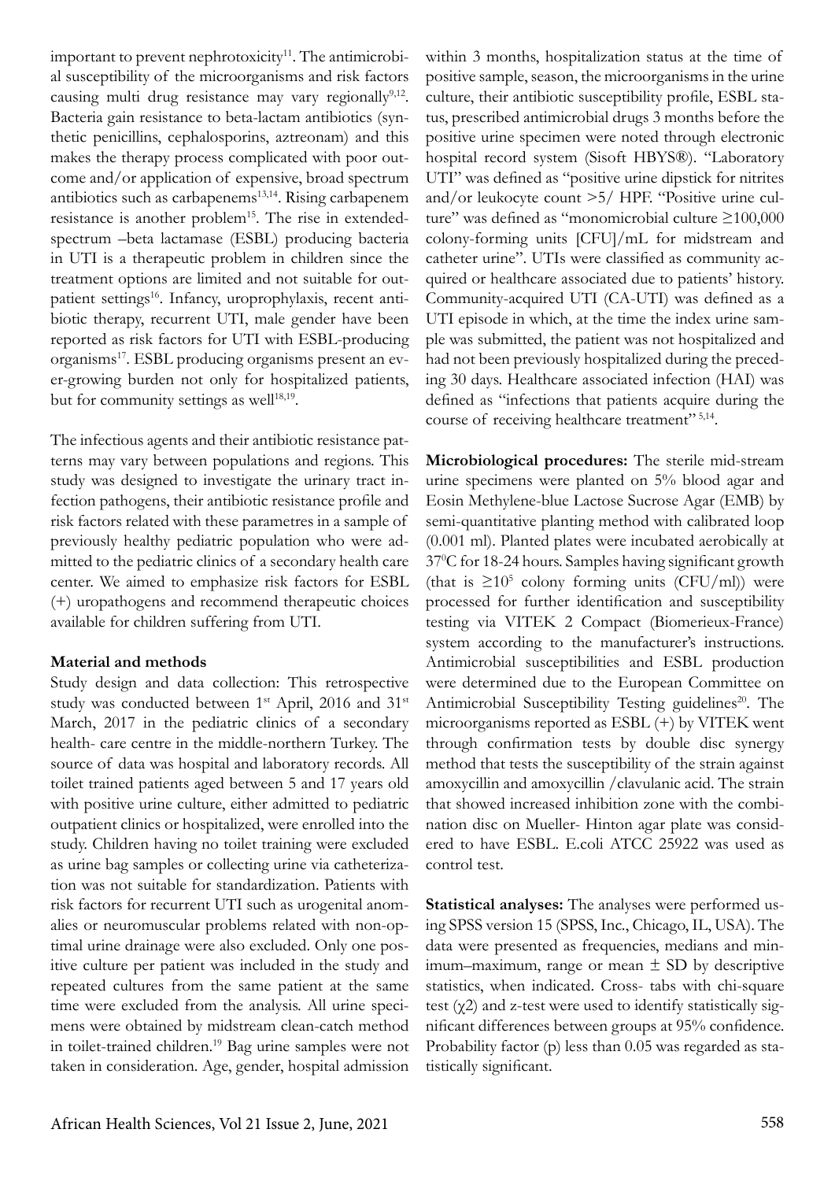important to prevent nephrotoxicity[11]. The antimicrobial susceptibility of the microorganisms and risk factors causing multi drug resistance may vary regionally[9,12]. Bacteria gain resistance to beta-lactam antibiotics (synthetic penicillins, cephalosporins, aztreonam) and this makes the therapy process complicated with poor outcome and/or application of expensive, broad spectrum antibiotics such as carbapenems[13,14]. Rising carbapenem resistance is another problem[15]. The rise in extended-spectrum –beta lactamase (ESBL) producing bacteria in UTI is a therapeutic problem in children since the treatment options are limited and not suitable for outpatient settings[16]. Infancy, uroprophylaxis, recent antibiotic therapy, recurrent UTI, male gender have been reported as risk factors for UTI with ESBL-producing organisms[17]. ESBL producing organisms present an ever-growing burden not only for hospitalized patients, but for community settings as well[18,19].

The infectious agents and their antibiotic resistance patterns may vary between populations and regions. This study was designed to investigate the urinary tract infection pathogens, their antibiotic resistance profile and risk factors related with these parametres in a sample of previously healthy pediatric population who were admitted to the pediatric clinics of a secondary health care center. We aimed to emphasize risk factors for ESBL (+) uropathogens and recommend therapeutic choices available for children suffering from UTI.

## Material and methods

Study design and data collection: This retrospective study was conducted between 1st April, 2016 and 31st March, 2017 in the pediatric clinics of a secondary health- care centre in the middle-northern Turkey. The source of data was hospital and laboratory records. All toilet trained patients aged between 5 and 17 years old with positive urine culture, either admitted to pediatric outpatient clinics or hospitalized, were enrolled into the study. Children having no toilet training were excluded as urine bag samples or collecting urine via catheterization was not suitable for standardization. Patients with risk factors for recurrent UTI such as urogenital anomalies or neuromuscular problems related with non-optimal urine drainage were also excluded. Only one positive culture per patient was included in the study and repeated cultures from the same patient at the same time were excluded from the analysis. All urine specimens were obtained by midstream clean-catch method in toilet-trained children.[19] Bag urine samples were not taken in consideration. Age, gender, hospital admission within 3 months, hospitalization status at the time of positive sample, season, the microorganisms in the urine culture, their antibiotic susceptibility profile, ESBL status, prescribed antimicrobial drugs 3 months before the positive urine specimen were noted through electronic hospital record system (Sisoft HBYS®). "Laboratory UTI" was defined as "positive urine dipstick for nitrites and/or leukocyte count >5/ HPF. "Positive urine culture" was defined as "monomicrobial culture ≥100,000 colony-forming units [CFU]/mL for midstream and catheter urine". UTIs were classified as community acquired or healthcare associated due to patients' history. Community-acquired UTI (CA-UTI) was defined as a UTI episode in which, at the time the index urine sample was submitted, the patient was not hospitalized and had not been previously hospitalized during the preceding 30 days. Healthcare associated infection (HAI) was defined as "infections that patients acquire during the course of receiving healthcare treatment" [5,14].

**Microbiological procedures:** The sterile mid-stream urine specimens were planted on 5% blood agar and Eosin Methylene-blue Lactose Sucrose Agar (EMB) by semi-quantitative planting method with calibrated loop (0.001 ml). Planted plates were incubated aerobically at $37^0$C for 18-24 hours. Samples having significant growth (that is $\geq 10^5$ colony forming units (CFU/ml)) were processed for further identification and susceptibility testing via VITEK 2 Compact (Biomerieux-France) system according to the manufacturer's instructions. Antimicrobial susceptibilities and ESBL production were determined due to the European Committee on Antimicrobial Susceptibility Testing guidelines[20]. The microorganisms reported as ESBL (+) by VITEK went through confirmation tests by double disc synergy method that tests the susceptibility of the strain against amoxycillin and amoxycillin /clavulanic acid. The strain that showed increased inhibition zone with the combination disc on Mueller- Hinton agar plate was considered to have ESBL. E.coli ATCC 25922 was used as control test.

**Statistical analyses:** The analyses were performed using SPSS version 15 (SPSS, Inc., Chicago, IL, USA). The data were presented as frequencies, medians and minimum–maximum, range or mean ± SD by descriptive statistics, when indicated. Cross- tabs with chi-square test ($\chi 2$) and z-test were used to identify statistically significant differences between groups at 95% confidence. Probability factor (p) less than 0.05 was regarded as statistically significant.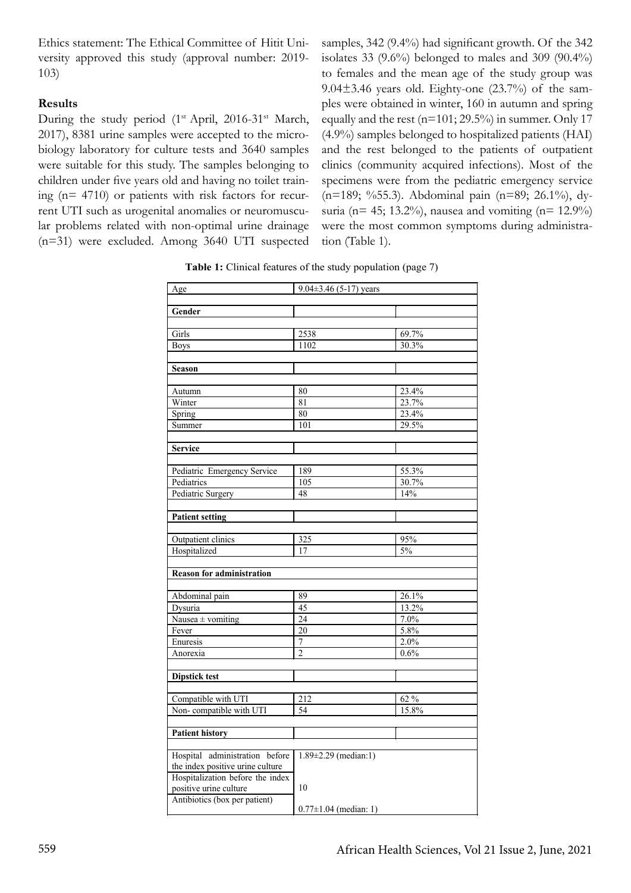Ethics statement: The Ethical Committee of Hitit University approved this study (approval number: 2019-103)

**Results**

During the study period (1st April, 2016-31st March, 2017), 8381 urine samples were accepted to the microbiology laboratory for culture tests and 3640 samples were suitable for this study. The samples belonging to children under five years old and having no toilet training (n= 4710) or patients with risk factors for recurrent UTI such as urogenital anomalies or neuromuscular problems related with non-optimal urine drainage (n=31) were excluded. Among 3640 UTI suspected samples, 342 (9.4%) had significant growth. Of the 342 isolates 33 (9.6%) belonged to males and 309 (90.4%) to females and the mean age of the study group was 9.04±3.46 years old. Eighty-one (23.7%) of the samples were obtained in winter, 160 in autumn and spring equally and the rest (n=101; 29.5%) in summer. Only 17 (4.9%) samples belonged to hospitalized patients (HAI) and the rest belonged to the patients of outpatient clinics (community acquired infections). Most of the specimens were from the pediatric emergency service (n=189; %55.3). Abdominal pain (n=89; 26.1%), dysuria (n= 45; 13.2%), nausea and vomiting (n= 12.9%) were the most common symptoms during administration (Table 1).

**Table 1:** Clinical features of the study population (page 7)

| Age | 9.04±3.46 (5-17) years | |
|---|---|---|
| **Gender** | | |
| Girls | 2538 | 69.7% |
| Boys | 1102 | 30.3% |
| **Season** | | |
| Autumn | 80 | 23.4% |
| Winter | 81 | 23.7% |
| Spring | 80 | 23.4% |
| Summer | 101 | 29.5% |
| **Service** | | |
| Pediatric Emergency Service | 189 | 55.3% |
| Pediatrics | 105 | 30.7% |
| Pediatric Surgery | 48 | 14% |
| **Patient setting** | | |
| Outpatient clinics | 325 | 95% |
| Hospitalized | 17 | 5% |
| **Reason for administration** | | |
| Abdominal pain | 89 | 26.1% |
| Dysuria | 45 | 13.2% |
| Nausea ± vomiting | 24 | 7.0% |
| Fever | 20 | 5.8% |
| Enuresis | 7 | 2.0% |
| Anorexia | 2 | 0.6% |
| **Dipstick test** | | |
| Compatible with UTI | 212 | 62 % |
| Non- compatible with UTI | 54 | 15.8% |
| **Patient history** | | |
| Hospital administration before the index positive urine culture | 1.89±2.29 (median:1) | |
| Hospitalization before the index positive urine culture | 10 | |
| Antibiotics (box per patient) | 0.77±1.04 (median: 1) | |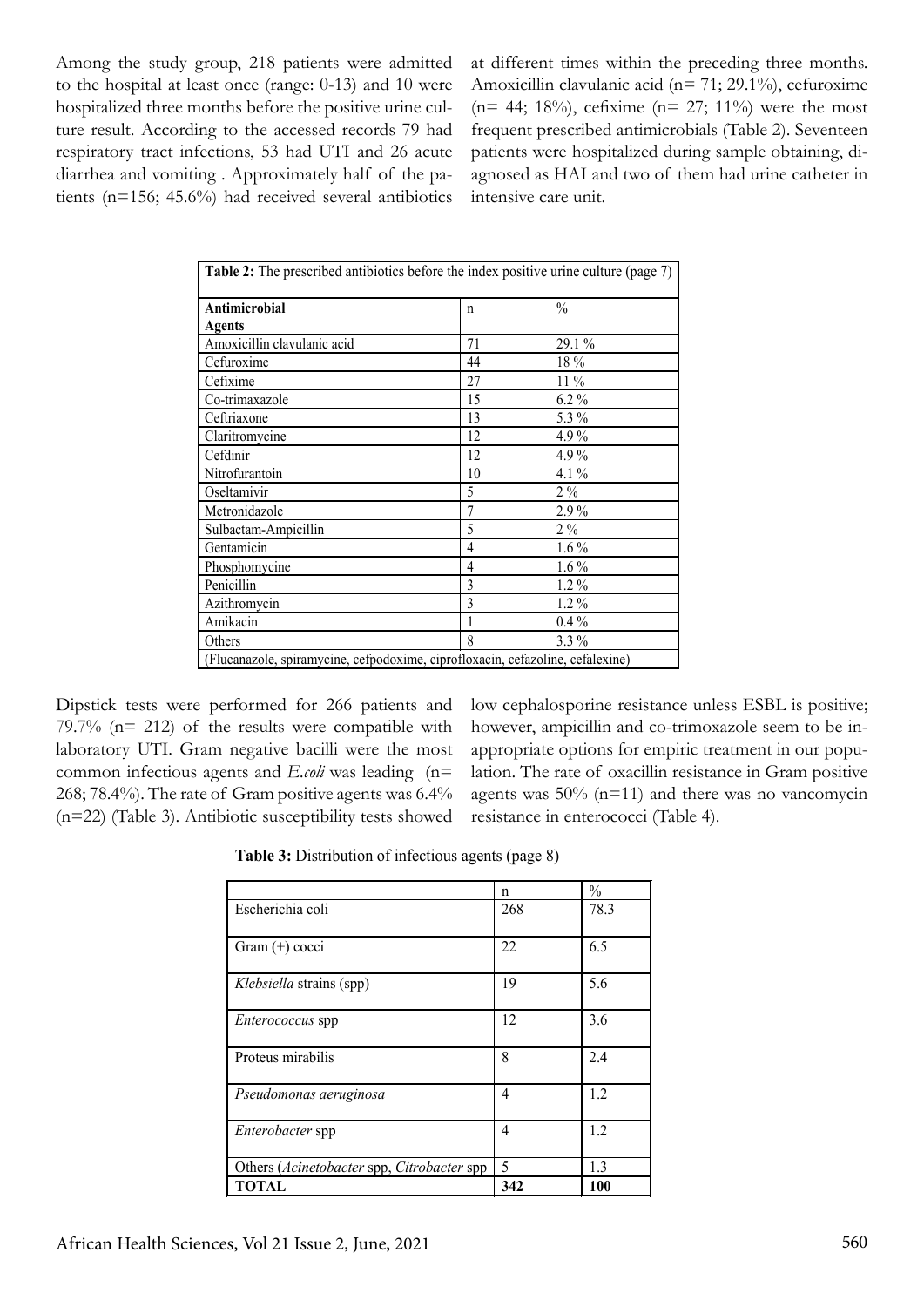Among the study group, 218 patients were admitted to the hospital at least once (range: 0-13) and 10 were hospitalized three months before the positive urine culture result. According to the accessed records 79 had respiratory tract infections, 53 had UTI and 26 acute diarrhea and vomiting . Approximately half of the patients (n=156; 45.6%) had received several antibiotics at different times within the preceding three months. Amoxicillin clavulanic acid (n= 71; 29.1%), cefuroxime (n= 44; 18%), cefixime (n= 27; 11%) were the most frequent prescribed antimicrobials (Table 2). Seventeen patients were hospitalized during sample obtaining, diagnosed as HAI and two of them had urine catheter in intensive care unit.

**Table 2:** The prescribed antibiotics before the index positive urine culture (page 7)

| Antimicrobial Agents | n | % |
|---|---|---|
| Amoxicillin clavulanic acid | 71 | 29.1 % |
| Cefuroxime | 44 | 18 % |
| Cefixime | 27 | 11 % |
| Co-trimaxazole | 15 | 6.2 % |
| Ceftriaxone | 13 | 5.3 % |
| Claritromycine | 12 | 4.9 % |
| Cefdinir | 12 | 4.9 % |
| Nitrofurantoin | 10 | 4.1 % |
| Oseltamivir | 5 | 2 % |
| Metronidazole | 7 | 2.9 % |
| Sulbactam-Ampicillin | 5 | 2 % |
| Gentamicin | 4 | 1.6 % |
| Phosphomycine | 4 | 1.6 % |
| Penicillin | 3 | 1.2 % |
| Azithromycin | 3 | 1.2 % |
| Amikacin | 1 | 0.4 % |
| Others | 8 | 3.3 % |
| (Flucanazole, spiramycine, cefpodoxime, ciprofloxacin, cefazoline, cefalexine) | | |

Dipstick tests were performed for 266 patients and 79.7% (n= 212) of the results were compatible with laboratory UTI. Gram negative bacilli were the most common infectious agents and *E.coli* was leading (n= 268; 78.4%). The rate of Gram positive agents was 6.4% (n=22) (Table 3). Antibiotic susceptibility tests showed low cephalosporine resistance unless ESBL is positive; however, ampicillin and co-trimoxazole seem to be inappropriate options for empiric treatment in our population. The rate of oxacillin resistance in Gram positive agents was 50% (n=11) and there was no vancomycin resistance in enterococci (Table 4).

**Table 3:** Distribution of infectious agents (page 8)

| | n | % |
|---|---|---|
| Escherichia coli | 268 | 78.3 |
| Gram (+) cocci | 22 | 6.5 |
| *Klebsiella* strains (spp) | 19 | 5.6 |
| *Enterococcus* spp | 12 | 3.6 |
| Proteus mirabilis | 8 | 2.4 |
| *Pseudomonas aeruginosa* | 4 | 1.2 |
| *Enterobacter* spp | 4 | 1.2 |
| Others (*Acinetobacter* spp, *Citrobacter* spp | 5 | 1.3 |
| **TOTAL** | **342** | **100** |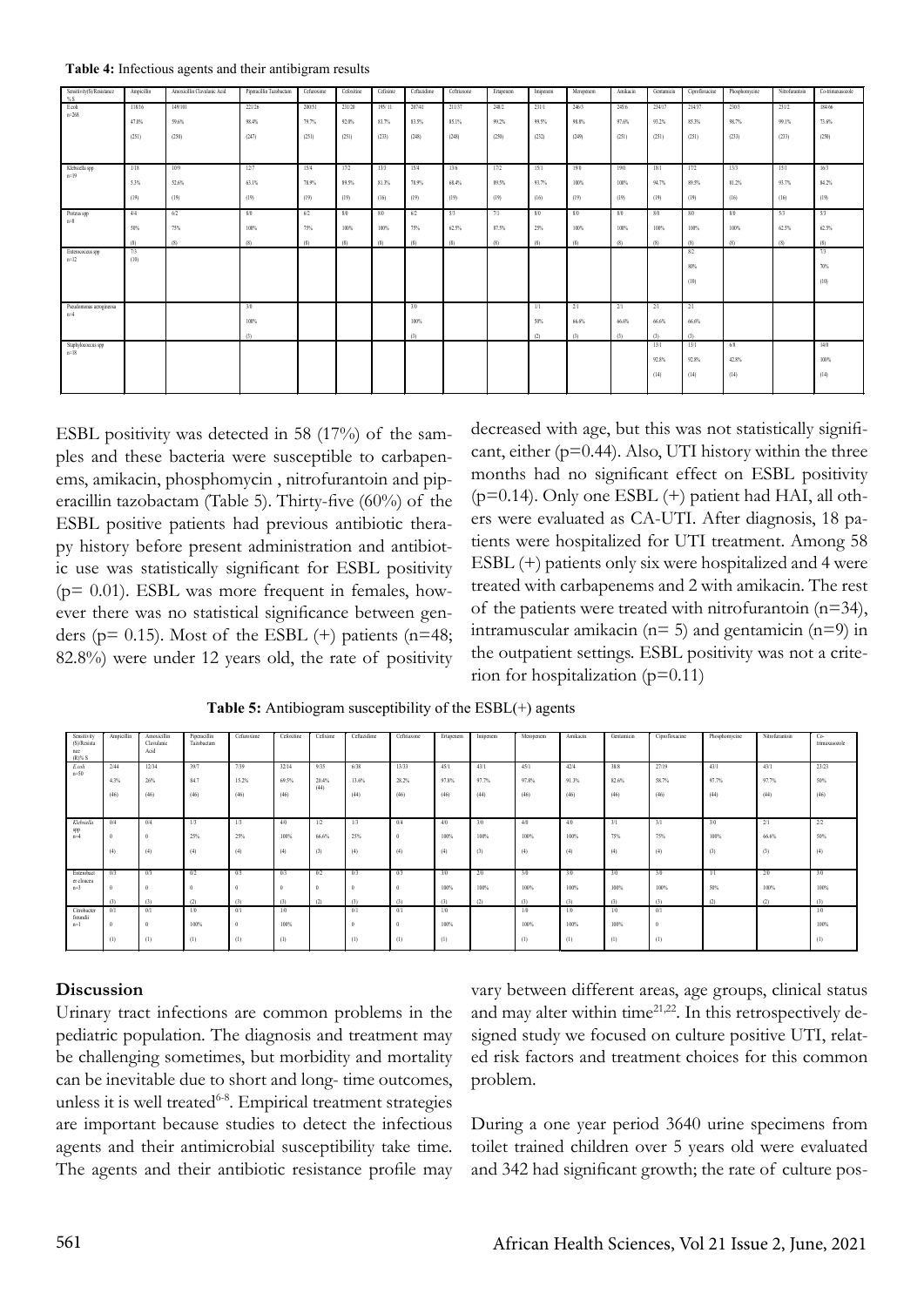**Table 4:** Infectious agents and their antibigram results

| Sensitivity(S)/Resistance % S | Ampicillin | Amoxicillin Clavulanic Acid | Piperacillin Tazobactam | Cefuroxime | Cefoxitine | Cefixime | Ceftazidime | Ceftriaxone | Ertapenem | Imipenem | Meropenem | Amikacin | Gentamicin | Ciprofloxacine | Phosphomycine | Nitrofurantoin | Co-trimaxazole |
|---|---|---|---|---|---|---|---|---|---|---|---|---|---|---|---|---|---|
| E.coli n=268 | 118/16 47.0% (251) | 149/101 59.6% (250) | 221/26 98.4% (247) | 200/51 79.7% (251) | 231/20 92.0% (251) | 195/11 83.7% (233) | 207/41 83.5% (248) | 211/37 85.1% (248) | 248/2 99.2% (250) | 231/1 99.5% (232) | 246/3 98.8% (249) | 245/6 97.6% (251) | 234/17 93.2% (251) | 214/37 85.3% (251) | 230/3 98.7% (233) | 231/2 99.1% (233) | 184/66 73.6% (250) |
| Klebsiella spp n=19 | 1/18 5.3% (19) | 10/9 52.6% (19) | 12/7 63.1% (19) | 15/4 78.9% (19) | 17/2 89.5% (19) | 13/3 81.3% (16) | 15/4 78.9% (19) | 13/6 68.4% (19) | 17/2 89.5% (19) | 15/1 93.7% (16) | 19/0 100% (19) | 19/0 100% (19) | 18/1 94.7% (19) | 17/2 89.5% (19) | 13/3 81.2% (16) | 15/1 93.7% (16) | 16/3 84.2% (19) |
| Proteus spp n=8 | 4/4 50% (8) | 6/2 75% (8) | 8/0 100% (8) | 6/2 75% (8) | 8/0 100% (8) | 8/0 100% (8) | 6/2 75% (8) | 5/3 62.5% (8) | 7/1 87.5% (8) | 8/0 25% (8) | 8/0 100% (8) | 8/0 100% (8) | 8/0 100% (8) | 8/0 100% (8) | 8/0 100% (8) | 5/3 62.5% (8) | 5/3 62.5% (8) |
| Enterococcus spp n=12 | 7/3 (10) | | | | | | | | | | | | | 8/2 80% (10) | | | 7/3 70% (10) |
| Pseudomonas aeruginosa n=4 | | | 3/0 100% (3) | | | | 3/0 100% (3) | | | 1/1 50% (2) | 2/1 66.6% (3) | 2/1 66.6% (3) | 2/1 66.6% (3) | 2/1 66.6% (3) | | | |
| Staphylococcus spp n=18 | | | | | | | | | | | | | 13/1 92.8% (14) | 13/1 92.8% (14) | 6/8 42.8% (14) | | 14/0 100% (14) |

ESBL positivity was detected in 58 (17%) of the samples and these bacteria were susceptible to carbapenems, amikacin, phosphomycin , nitrofurantoin and piperacillin tazobactam (Table 5). Thirty-five (60%) of the ESBL positive patients had previous antibiotic therapy history before present administration and antibiotic use was statistically significant for ESBL positivity (p= 0.01). ESBL was more frequent in females, however there was no statistical significance between genders (p= 0.15). Most of the ESBL (+) patients (n=48; 82.8%) were under 12 years old, the rate of positivity decreased with age, but this was not statistically significant, either (p=0.44). Also, UTI history within the three months had no significant effect on ESBL positivity (p=0.14). Only one ESBL (+) patient had HAI, all others were evaluated as CA-UTI. After diagnosis, 18 patients were hospitalized for UTI treatment. Among 58 ESBL (+) patients only six were hospitalized and 4 were treated with carbapenems and 2 with amikacin. The rest of the patients were treated with nitrofurantoin (n=34), intramuscular amikacin (n= 5) and gentamicin (n=9) in the outpatient settings. ESBL positivity was not a criterion for hospitalization (p=0.11)

**Table 5:** Antibiogram susceptibility of the ESBL(+) agents

| Sensitivity (S)/Resistance (R)% S | Ampicillin | Amoxicillin Clavulanic Acid | Piperacillin Tazobactam | Cefuroxime | Cefoxitine | Cefixime | Ceftazidime | Ceftriaxone | Ertapenem | Imipenem | Meropenem | Amikacin | Gentamicin | Ciprofloxacine | Phosphomycine | Nitrofurantoin | Co-trimaxazole |
|---|---|---|---|---|---|---|---|---|---|---|---|---|---|---|---|---|---|
| E.coli n=50 | 2/44 4.3% (46) | 12/34 26% (46) | 39/7 84.7 (46) | 7/39 15.2% (46) | 32/14 69.5% (46) | 9/35 20.4% (44) | 6/38 13.6% (44) | 13/33 28.2% (46) | 45/1 97.8% (46) | 43/1 97.7% (44) | 45/1 97.8% (46) | 42/4 91.3% (46) | 38/8 82.6% (46) | 27/19 58.7% (46) | 43/1 97.7% (44) | 43/1 97.7% (44) | 23/23 50% (46) |
| Klebsiella spp n=4 | 0/4 0 (4) | 0/4 0 (4) | 1/3 25% (4) | 1/3 25% (4) | 4/0 100% (4) | 1/2 66.6% (3) | 1/3 25% (4) | 0/4 0 (4) | 4/0 100% (4) | 3/0 100% (3) | 4/0 100% (4) | 4/0 100% (4) | 3/1 75% (4) | 3/1 75% (4) | 3/0 100% (3) | 2/1 66.6% (3) | 2/2 50% (4) |
| Enterobacter cloacea n=3 | 0/3 0 (3) | 0/3 0 (3) | 0/2 0 (2) | 0/3 0 (3) | 0/3 0 (3) | 0/2 0 (2) | 0/3 0 (3) | 0/3 0 (3) | 3/0 100% (3) | 2/0 100% (2) | 3/0 100% (3) | 3/0 100% (3) | 3/0 100% (3) | 3/0 100% (3) | 1/1 50% (2) | 2/0 100% (2) | 3/0 100% (3) |
| Citrobacter freundii n=1 | 0/1 0 (1) | 0/1 0 (1) | 1/0 100% (1) | 0/1 0 (1) | 1/0 100% (1) | | 0/1 0 (1) | 0/1 0 (1) | 1/0 100% (1) | | 1/0 100% (1) | 1/0 100% (1) | 1/0 100% (1) | 0/1 0 (1) | | | 1/0 100% (1) |

## Discussion

Urinary tract infections are common problems in the pediatric population. The diagnosis and treatment may be challenging sometimes, but morbidity and mortality can be inevitable due to short and long- time outcomes, unless it is well treated[6-8]. Empirical treatment strategies are important because studies to detect the infectious agents and their antimicrobial susceptibility take time. The agents and their antibiotic resistance profile may vary between different areas, age groups, clinical status and may alter within time[21,22]. In this retrospectively designed study we focused on culture positive UTI, related risk factors and treatment choices for this common problem.

During a one year period 3640 urine specimens from toilet trained children over 5 years old were evaluated and 342 had significant growth; the rate of culture pos-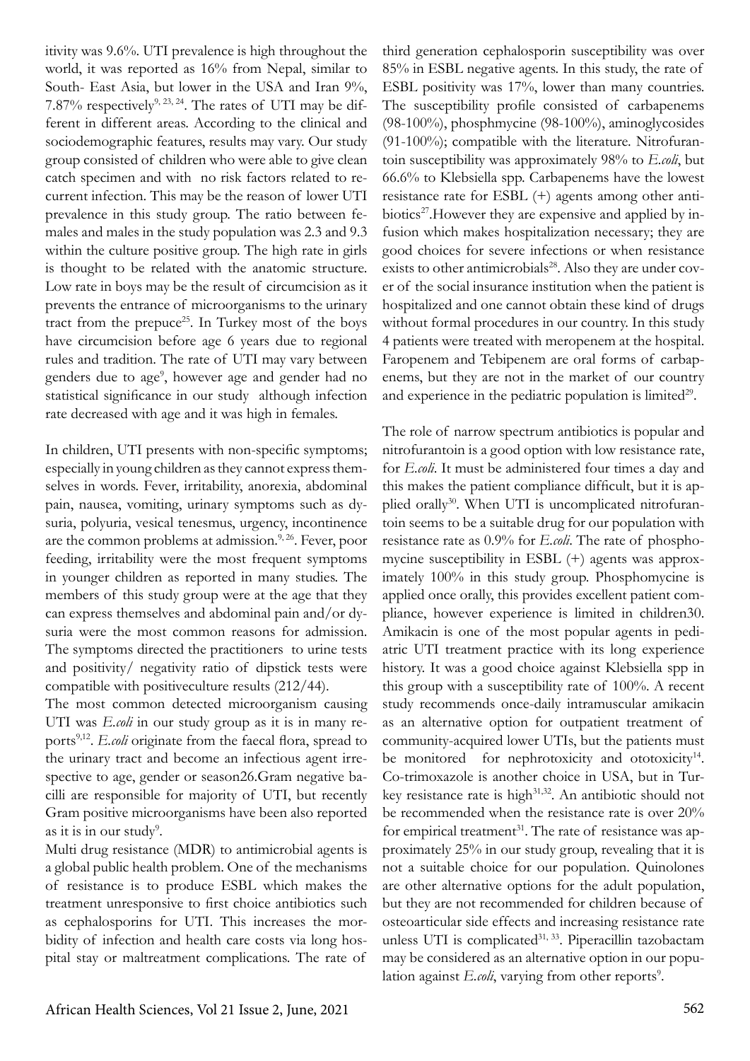itivity was 9.6%. UTI prevalence is high throughout the world, it was reported as 16% from Nepal, similar to South- East Asia, but lower in the USA and Iran 9%, 7.87% respectively[9, 23, 24]. The rates of UTI may be different in different areas. According to the clinical and sociodemographic features, results may vary. Our study group consisted of children who were able to give clean catch specimen and with no risk factors related to recurrent infection. This may be the reason of lower UTI prevalence in this study group. The ratio between females and males in the study population was 2.3 and 9.3 within the culture positive group. The high rate in girls is thought to be related with the anatomic structure. Low rate in boys may be the result of circumcision as it prevents the entrance of microorganisms to the urinary tract from the prepuce[25]. In Turkey most of the boys have circumcision before age 6 years due to regional rules and tradition. The rate of UTI may vary between genders due to age[9], however age and gender had no statistical significance in our study although infection rate decreased with age and it was high in females.

In children, UTI presents with non-specific symptoms; especially in young children as they cannot express themselves in words. Fever, irritability, anorexia, abdominal pain, nausea, vomiting, urinary symptoms such as dysuria, polyuria, vesical tenesmus, urgency, incontinence are the common problems at admission.[9, 26]. Fever, poor feeding, irritability were the most frequent symptoms in younger children as reported in many studies. The members of this study group were at the age that they can express themselves and abdominal pain and/or dysuria were the most common reasons for admission. The symptoms directed the practitioners to urine tests and positivity/ negativity ratio of dipstick tests were compatible with positiveculture results (212/44).

The most common detected microorganism causing UTI was *E.coli* in our study group as it is in many reports[9,12]. *E.coli* originate from the faecal flora, spread to the urinary tract and become an infectious agent irrespective to age, gender or season26.Gram negative bacilli are responsible for majority of UTI, but recently Gram positive microorganisms have been also reported as it is in our study[9].

Multi drug resistance (MDR) to antimicrobial agents is a global public health problem. One of the mechanisms of resistance is to produce ESBL which makes the treatment unresponsive to first choice antibiotics such as cephalosporins for UTI. This increases the morbidity of infection and health care costs via long hospital stay or maltreatment complications. The rate of third generation cephalosporin susceptibility was over 85% in ESBL negative agents. In this study, the rate of ESBL positivity was 17%, lower than many countries. The susceptibility profile consisted of carbapenems (98-100%), phosphmycine (98-100%), aminoglycosides (91-100%); compatible with the literature. Nitrofurantoin susceptibility was approximately 98% to *E.coli*, but 66.6% to Klebsiella spp. Carbapenems have the lowest resistance rate for ESBL (+) agents among other antibiotics[27].However they are expensive and applied by infusion which makes hospitalization necessary; they are good choices for severe infections or when resistance exists to other antimicrobials[28]. Also they are under cover of the social insurance institution when the patient is hospitalized and one cannot obtain these kind of drugs without formal procedures in our country. In this study 4 patients were treated with meropenem at the hospital. Faropenem and Tebipenem are oral forms of carbapenems, but they are not in the market of our country and experience in the pediatric population is limited[29].

The role of narrow spectrum antibiotics is popular and nitrofurantoin is a good option with low resistance rate, for *E.coli*. It must be administered four times a day and this makes the patient compliance difficult, but it is applied orally[30]. When UTI is uncomplicated nitrofurantoin seems to be a suitable drug for our population with resistance rate as 0.9% for *E.coli*. The rate of phosphomycine susceptibility in ESBL (+) agents was approximately 100% in this study group. Phosphomycine is applied once orally, this provides excellent patient compliance, however experience is limited in children30. Amikacin is one of the most popular agents in pediatric UTI treatment practice with its long experience history. It was a good choice against Klebsiella spp in this group with a susceptibility rate of 100%. A recent study recommends once-daily intramuscular amikacin as an alternative option for outpatient treatment of community-acquired lower UTIs, but the patients must be monitored for nephrotoxicity and ototoxicity[14]. Co-trimoxazole is another choice in USA, but in Turkey resistance rate is high[31,32]. An antibiotic should not be recommended when the resistance rate is over 20% for empirical treatment[31]. The rate of resistance was approximately 25% in our study group, revealing that it is not a suitable choice for our population. Quinolones are other alternative options for the adult population, but they are not recommended for children because of osteoarticular side effects and increasing resistance rate unless UTI is complicated[31, 33]. Piperacillin tazobactam may be considered as an alternative option in our population against *E.coli*, varying from other reports[9].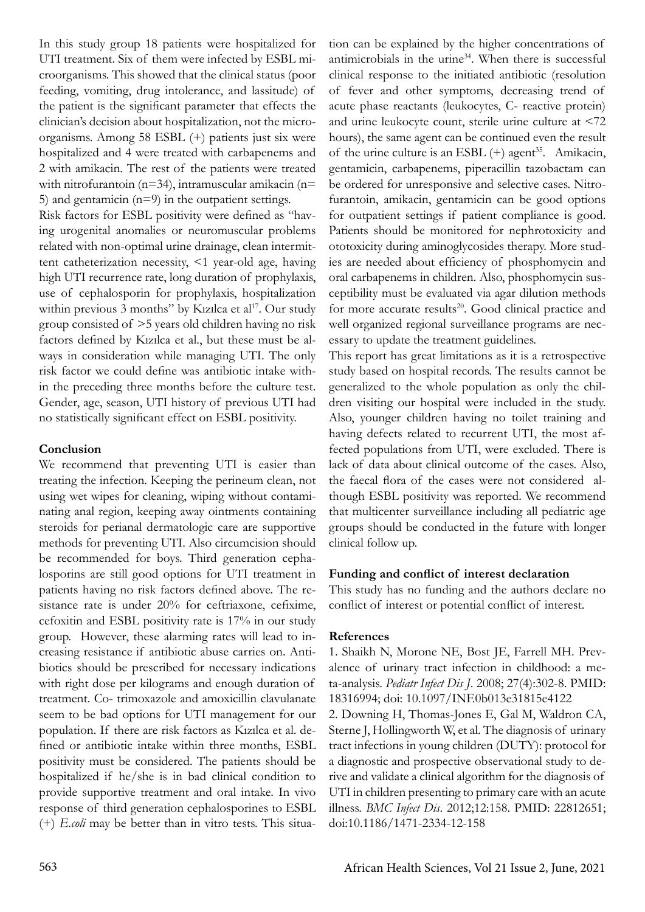In this study group 18 patients were hospitalized for UTI treatment. Six of them were infected by ESBL microorganisms. This showed that the clinical status (poor feeding, vomiting, drug intolerance, and lassitude) of the patient is the significant parameter that effects the clinician's decision about hospitalization, not the microorganisms. Among 58 ESBL (+) patients just six were hospitalized and 4 were treated with carbapenems and 2 with amikacin. The rest of the patients were treated with nitrofurantoin (n=34), intramuscular amikacin (n= 5) and gentamicin (n=9) in the outpatient settings.

Risk factors for ESBL positivity were defined as "having urogenital anomalies or neuromuscular problems related with non-optimal urine drainage, clean intermittent catheterization necessity, <1 year-old age, having high UTI recurrence rate, long duration of prophylaxis, use of cephalosporin for prophylaxis, hospitalization within previous 3 months" by Kızılca et al[17]. Our study group consisted of >5 years old children having no risk factors defined by Kızılca et al., but these must be always in consideration while managing UTI. The only risk factor we could define was antibiotic intake within the preceding three months before the culture test. Gender, age, season, UTI history of previous UTI had no statistically significant effect on ESBL positivity.

## Conclusion

We recommend that preventing UTI is easier than treating the infection. Keeping the perineum clean, not using wet wipes for cleaning, wiping without contaminating anal region, keeping away ointments containing steroids for perianal dermatologic care are supportive methods for preventing UTI. Also circumcision should be recommended for boys. Third generation cephalosporins are still good options for UTI treatment in patients having no risk factors defined above. The resistance rate is under 20% for ceftriaxone, cefixime, cefoxitin and ESBL positivity rate is 17% in our study group. However, these alarming rates will lead to increasing resistance if antibiotic abuse carries on. Antibiotics should be prescribed for necessary indications with right dose per kilograms and enough duration of treatment. Co- trimoxazole and amoxicillin clavulanate seem to be bad options for UTI management for our population. If there are risk factors as Kızılca et al. defined or antibiotic intake within three months, ESBL positivity must be considered. The patients should be hospitalized if he/she is in bad clinical condition to provide supportive treatment and oral intake. In vivo response of third generation cephalosporines to ESBL (+) *E.coli* may be better than in vitro tests. This situation can be explained by the higher concentrations of antimicrobials in the urine[34]. When there is successful clinical response to the initiated antibiotic (resolution of fever and other symptoms, decreasing trend of acute phase reactants (leukocytes, C- reactive protein) and urine leukocyte count, sterile urine culture at <72 hours), the same agent can be continued even the result of the urine culture is an ESBL (+) agent[35]. Amikacin, gentamicin, carbapenems, piperacillin tazobactam can be ordered for unresponsive and selective cases. Nitrofurantoin, amikacin, gentamicin can be good options for outpatient settings if patient compliance is good. Patients should be monitored for nephrotoxicity and ototoxicity during aminoglycosides therapy. More studies are needed about efficiency of phosphomycin and oral carbapenems in children. Also, phosphomycin susceptibility must be evaluated via agar dilution methods for more accurate results[20]. Good clinical practice and well organized regional surveillance programs are necessary to update the treatment guidelines.

This report has great limitations as it is a retrospective study based on hospital records. The results cannot be generalized to the whole population as only the children visiting our hospital were included in the study. Also, younger children having no toilet training and having defects related to recurrent UTI, the most affected populations from UTI, were excluded. There is lack of data about clinical outcome of the cases. Also, the faecal flora of the cases were not considered although ESBL positivity was reported. We recommend that multicenter surveillance including all pediatric age groups should be conducted in the future with longer clinical follow up.

## Funding and conflict of interest declaration

This study has no funding and the authors declare no conflict of interest or potential conflict of interest.

## References

1. Shaikh N, Morone NE, Bost JE, Farrell MH. Prevalence of urinary tract infection in childhood: a meta-analysis. *Pediatr Infect Dis J*. 2008; 27(4):302-8. PMID: 18316994; doi: 10.1097/INF.0b013e31815e4122

2. Downing H, Thomas-Jones E, Gal M, Waldron CA, Sterne J, Hollingworth W, et al. The diagnosis of urinary tract infections in young children (DUTY): protocol for a diagnostic and prospective observational study to derive and validate a clinical algorithm for the diagnosis of UTI in children presenting to primary care with an acute illness. *BMC Infect Dis*. 2012;12:158. PMID: 22812651; doi:10.1186/1471-2334-12-158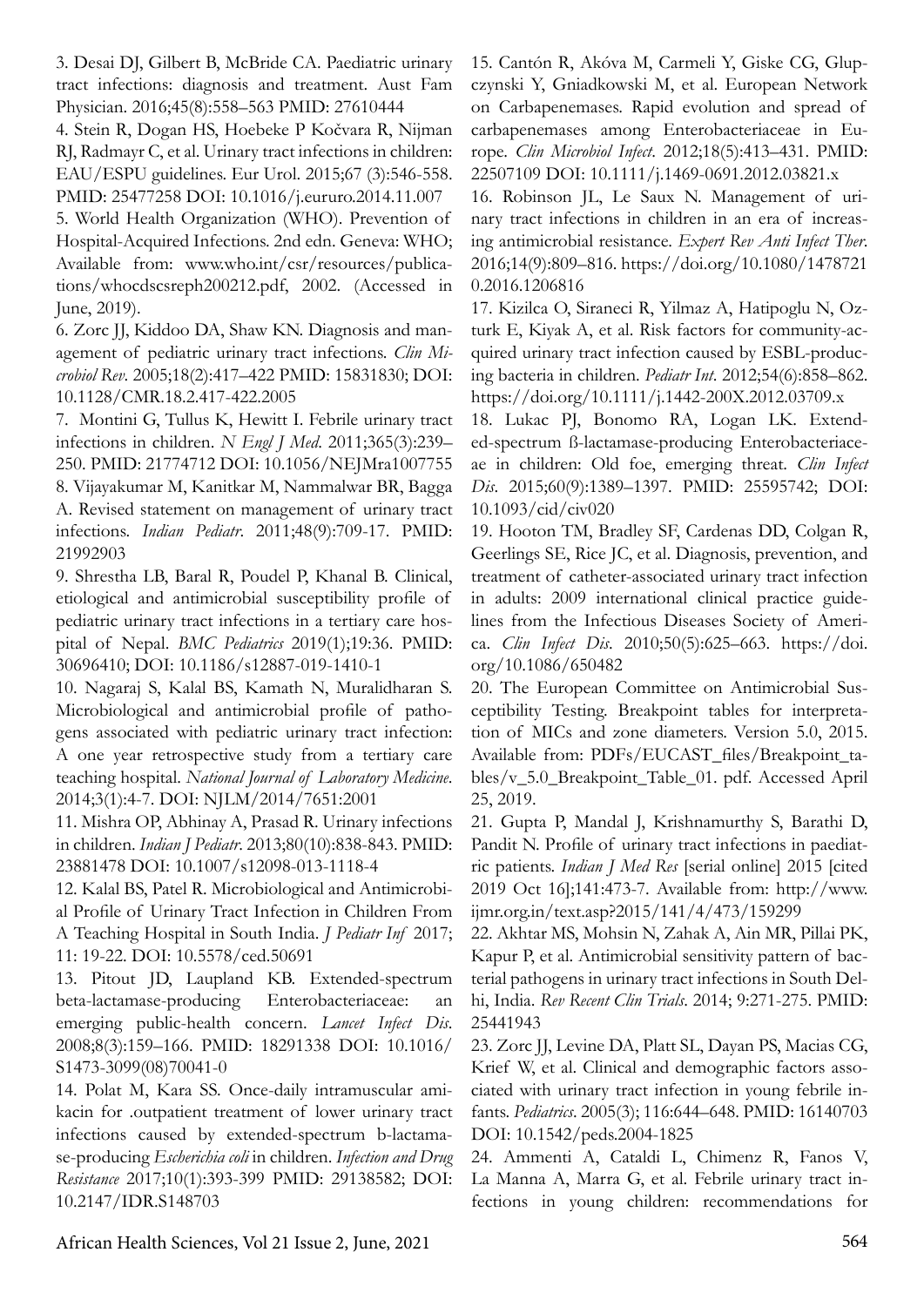3. Desai DJ, Gilbert B, McBride CA. Paediatric urinary tract infections: diagnosis and treatment. Aust Fam Physician. 2016;45(8):558–563 PMID: 27610444

4. Stein R, Dogan HS, Hoebeke P Kočvara R, Nijman RJ, Radmayr C, et al. Urinary tract infections in children: EAU/ESPU guidelines. Eur Urol. 2015;67 (3):546-558. PMID: 25477258 DOI: 10.1016/j.eururo.2014.11.007

5. World Health Organization (WHO). Prevention of Hospital-Acquired Infections. 2nd edn. Geneva: WHO; Available from: www.who.int/csr/resources/publications/whocdscsreph200212.pdf, 2002. (Accessed in June, 2019).

6. Zorc JJ, Kiddoo DA, Shaw KN. Diagnosis and management of pediatric urinary tract infections. *Clin Microbiol Rev*. 2005;18(2):417–422 PMID: 15831830; DOI: 10.1128/CMR.18.2.417-422.2005

7. Montini G, Tullus K, Hewitt I. Febrile urinary tract infections in children. *N Engl J Med*. 2011;365(3):239–250. PMID: 21774712 DOI: 10.1056/NEJMra1007755

8. Vijayakumar M, Kanitkar M, Nammalwar BR, Bagga A. Revised statement on management of urinary tract infections. *Indian Pediatr*. 2011;48(9):709-17. PMID: 21992903

9. Shrestha LB, Baral R, Poudel P, Khanal B. Clinical, etiological and antimicrobial susceptibility profile of pediatric urinary tract infections in a tertiary care hospital of Nepal. *BMC Pediatrics* 2019(1);19:36. PMID: 30696410; DOI: 10.1186/s12887-019-1410-1

10. Nagaraj S, Kalal BS, Kamath N, Muralidharan S. Microbiological and antimicrobial profile of pathogens associated with pediatric urinary tract infection: A one year retrospective study from a tertiary care teaching hospital. *National Journal of Laboratory Medicine*. 2014;3(1):4-7. DOI: NJLM/2014/7651:2001

11. Mishra OP, Abhinay A, Prasad R. Urinary infections in children. *Indian J Pediatr*. 2013;80(10):838-843. PMID: 23881478 DOI: 10.1007/s12098-013-1118-4

12. Kalal BS, Patel R. Microbiological and Antimicrobial Profile of Urinary Tract Infection in Children From A Teaching Hospital in South India. *J Pediatr Inf* 2017; 11: 19-22. DOI: 10.5578/ced.50691

13. Pitout JD, Laupland KB. Extended-spectrum beta-lactamase-producing Enterobacteriaceae: an emerging public-health concern. *Lancet Infect Dis*. 2008;8(3):159–166. PMID: 18291338 DOI: 10.1016/S1473-3099(08)70041-0

14. Polat M, Kara SS. Once-daily intramuscular amikacin for .outpatient treatment of lower urinary tract infections caused by extended-spectrum b-lactamase-producing *Escherichia coli* in children. *Infection and Drug Resistance* 2017;10(1):393-399 PMID: 29138582; DOI: 10.2147/IDR.S148703

15. Cantón R, Akóva M, Carmeli Y, Giske CG, Glupczynski Y, Gniadkowski M, et al. European Network on Carbapenemases. Rapid evolution and spread of carbapenemases among Enterobacteriaceae in Europe. *Clin Microbiol Infect*. 2012;18(5):413–431. PMID: 22507109 DOI: 10.1111/j.1469-0691.2012.03821.x

16. Robinson JL, Le Saux N. Management of urinary tract infections in children in an era of increasing antimicrobial resistance. *Expert Rev Anti Infect Ther*. 2016;14(9):809–816. https://doi.org/10.1080/14787210.2016.1206816

17. Kizilca O, Siraneci R, Yilmaz A, Hatipoglu N, Ozturk E, Kiyak A, et al. Risk factors for community-acquired urinary tract infection caused by ESBL-producing bacteria in children. *Pediatr Int*. 2012;54(6):858–862. https://doi.org/10.1111/j.1442-200X.2012.03709.x

18. Lukac PJ, Bonomo RA, Logan LK. Extended-spectrum ß-lactamase-producing Enterobacteriaceae in children: Old foe, emerging threat. *Clin Infect Dis*. 2015;60(9):1389–1397. PMID: 25595742; DOI: 10.1093/cid/civ020

19. Hooton TM, Bradley SF, Cardenas DD, Colgan R, Geerlings SE, Rice JC, et al. Diagnosis, prevention, and treatment of catheter-associated urinary tract infection in adults: 2009 international clinical practice guidelines from the Infectious Diseases Society of America. *Clin Infect Dis*. 2010;50(5):625–663. https://doi.org/10.1086/650482

20. The European Committee on Antimicrobial Susceptibility Testing. Breakpoint tables for interpretation of MICs and zone diameters. Version 5.0, 2015. Available from: PDFs/EUCAST_files/Breakpoint_tables/v_5.0_Breakpoint_Table_01. pdf. Accessed April 25, 2019.

21. Gupta P, Mandal J, Krishnamurthy S, Barathi D, Pandit N. Profile of urinary tract infections in paediatric patients. *Indian J Med Res* [serial online] 2015 [cited 2019 Oct 16];141:473-7. Available from: http://www.ijmr.org.in/text.asp?2015/141/4/473/159299

22. Akhtar MS, Mohsin N, Zahak A, Ain MR, Pillai PK, Kapur P, et al. Antimicrobial sensitivity pattern of bacterial pathogens in urinary tract infections in South Delhi, India. *Rev Recent Clin Trials*. 2014; 9:271-275. PMID: 25441943

23. Zorc JJ, Levine DA, Platt SL, Dayan PS, Macias CG, Krief W, et al. Clinical and demographic factors associated with urinary tract infection in young febrile infants. *Pediatrics*. 2005(3); 116:644–648. PMID: 16140703 DOI: 10.1542/peds.2004-1825

24. Ammenti A, Cataldi L, Chimenz R, Fanos V, La Manna A, Marra G, et al. Febrile urinary tract infections in young children: recommendations for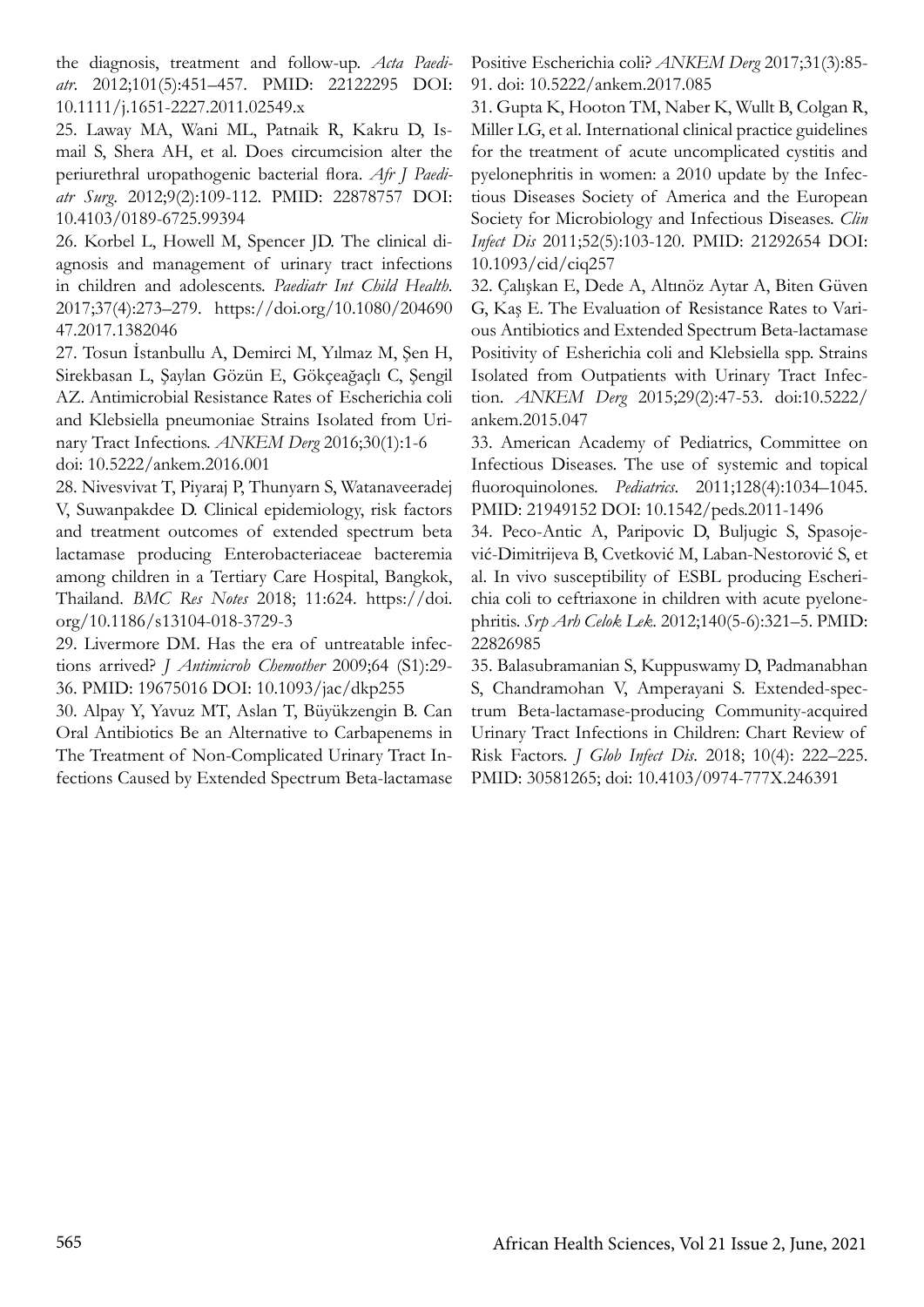the diagnosis, treatment and follow-up. *Acta Paediatr*. 2012;101(5):451–457. PMID: 22122295 DOI: 10.1111/j.1651-2227.2011.02549.x

25. Laway MA, Wani ML, Patnaik R, Kakru D, Ismail S, Shera AH, et al. Does circumcision alter the periurethral uropathogenic bacterial flora. *Afr J Paediatr Surg*. 2012;9(2):109-112. PMID: 22878757 DOI: 10.4103/0189-6725.99394

26. Korbel L, Howell M, Spencer JD. The clinical diagnosis and management of urinary tract infections in children and adolescents. *Paediatr Int Child Health*. 2017;37(4):273–279. https://doi.org/10.1080/20469047.2017.1382046

27. Tosun İstanbullu A, Demirci M, Yılmaz M, Şen H, Sirekbasan L, Şaylan Gözün E, Gökçeağaçlı C, Şengil AZ. Antimicrobial Resistance Rates of Escherichia coli and Klebsiella pneumoniae Strains Isolated from Urinary Tract Infections. *ANKEM Derg* 2016;30(1):1-6 doi: 10.5222/ankem.2016.001

28. Nivesvivat T, Piyaraj P, Thunyarn S, Watanaveeradej V, Suwanpakdee D. Clinical epidemiology, risk factors and treatment outcomes of extended spectrum beta lactamase producing Enterobacteriaceae bacteremia among children in a Tertiary Care Hospital, Bangkok, Thailand. *BMC Res Notes* 2018; 11:624. https://doi.org/10.1186/s13104-018-3729-3

29. Livermore DM. Has the era of untreatable infections arrived? *J Antimicrob Chemother* 2009;64 (S1):29-36. PMID: 19675016 DOI: 10.1093/jac/dkp255

30. Alpay Y, Yavuz MT, Aslan T, Büyükzengin B. Can Oral Antibiotics Be an Alternative to Carbapenems in The Treatment of Non-Complicated Urinary Tract Infections Caused by Extended Spectrum Beta-lactamase Positive Escherichia coli? *ANKEM Derg* 2017;31(3):85-91. doi: 10.5222/ankem.2017.085

31. Gupta K, Hooton TM, Naber K, Wullt B, Colgan R, Miller LG, et al. International clinical practice guidelines for the treatment of acute uncomplicated cystitis and pyelonephritis in women: a 2010 update by the Infectious Diseases Society of America and the European Society for Microbiology and Infectious Diseases. *Clin Infect Dis* 2011;52(5):103-120. PMID: 21292654 DOI: 10.1093/cid/ciq257

32. Çalışkan E, Dede A, Altınöz Aytar A, Biten Güven G, Kaş E. The Evaluation of Resistance Rates to Various Antibiotics and Extended Spectrum Beta-lactamase Positivity of Esherichia coli and Klebsiella spp. Strains Isolated from Outpatients with Urinary Tract Infection. *ANKEM Derg* 2015;29(2):47-53. doi:10.5222/ankem.2015.047

33. American Academy of Pediatrics, Committee on Infectious Diseases. The use of systemic and topical fluoroquinolones. *Pediatrics*. 2011;128(4):1034–1045. PMID: 21949152 DOI: 10.1542/peds.2011-1496

34. Peco-Antic A, Paripovic D, Buljugic S, Spasojević-Dimitrijeva B, Cvetković M, Laban-Nestorović S, et al. In vivo susceptibility of ESBL producing Escherichia coli to ceftriaxone in children with acute pyelonephritis. *Srp Arh Celok Lek*. 2012;140(5-6):321–5. PMID: 22826985

35. Balasubramanian S, Kuppuswamy D, Padmanabhan S, Chandramohan V, Amperayani S. Extended-spectrum Beta-lactamase-producing Community-acquired Urinary Tract Infections in Children: Chart Review of Risk Factors. *J Glob Infect Dis*. 2018; 10(4): 222–225. PMID: 30581265; doi: 10.4103/0974-777X.246391